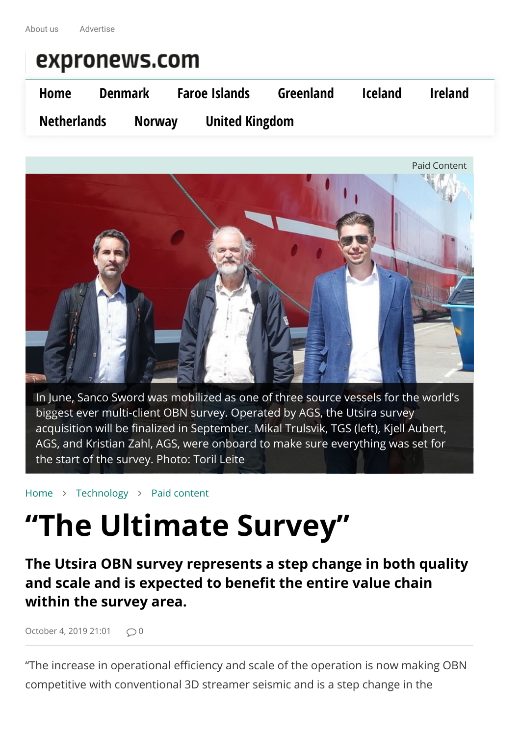About us Advertise

expronews.com

Home Denmark Faroe Islands Greenland Iceland Ireland Netherlands Norway United Kingdom

Paid Content

In June, Sanco Sword was mobilized as one of three source vessels for the world's biggest ever multi-client OBN survey. Operated by AGS, the Utsira survey acquisition will be finalized in September. Mikal Trulsvik, TGS (left), Kjell Aubert, AGS, and Kristian Zahl, AGS, were onboard to make sure everything was set for the start of the survey. Photo: Toril Leite

Home > Technology > Paid content

# "The Ultimate Survey"

**The Utsira OBN survey represents a step change in both quality and scale and is expected to benefit the entire value chain within the survey area.**

October 4, 2019 21:01 0

"The increase in operational efficiency and scale of the operation is now making OBN competitive with conventional 3D streamer seismic and is a step change in the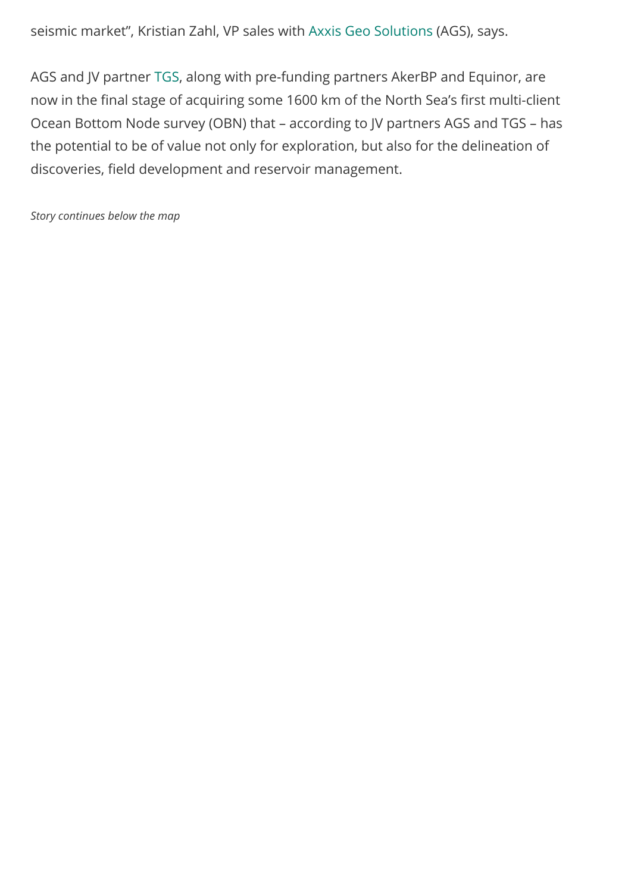seismic market", Kristian Zahl, VP sales with Axxis Geo Solutions (AGS), says.

AGS and JV partner TGS, along with pre-funding partners AkerBP and Equinor, are now in the final stage of acquiring some 1600 km of the North Sea's first multi-client Ocean Bottom Node survey (OBN) that – according to JV partners AGS and TGS – has the potential to be of value not only for exploration, but also for the delineation of discoveries, field development and reservoir management.

*Story continues below the map*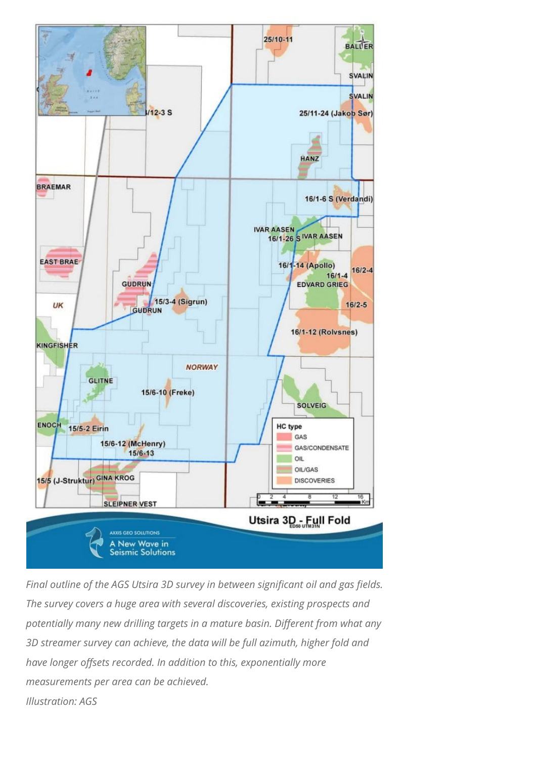*Final outline of the AGS Utsira 3D survey in between significant oil and gas fields. The survey covers a huge area with several discoveries, existing prospects and potentially many new drilling targets in a mature basin. Different from what any 3D streamer survey can achieve, the data will be full azimuth, higher fold and have longer offsets recorded. In addition to this, exponentially more measurements per area can be achieved.*
*Illustration: AGS*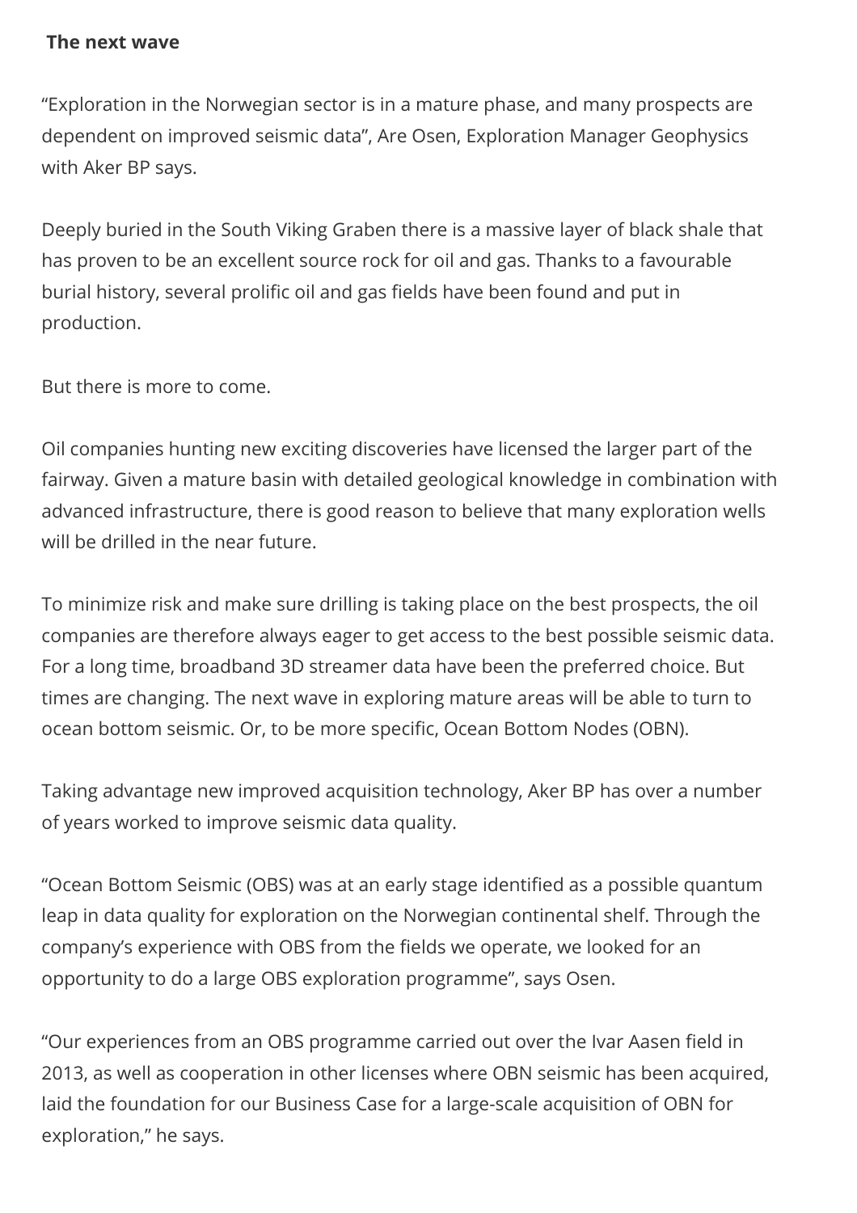**The next wave**

“Exploration in the Norwegian sector is in a mature phase, and many prospects are dependent on improved seismic data”, Are Osen, Exploration Manager Geophysics with Aker BP says.

Deeply buried in the South Viking Graben there is a massive layer of black shale that has proven to be an excellent source rock for oil and gas. Thanks to a favourable burial history, several prolific oil and gas fields have been found and put in production.

But there is more to come.

Oil companies hunting new exciting discoveries have licensed the larger part of the fairway. Given a mature basin with detailed geological knowledge in combination with advanced infrastructure, there is good reason to believe that many exploration wells will be drilled in the near future.

To minimize risk and make sure drilling is taking place on the best prospects, the oil companies are therefore always eager to get access to the best possible seismic data. For a long time, broadband 3D streamer data have been the preferred choice. But times are changing. The next wave in exploring mature areas will be able to turn to ocean bottom seismic. Or, to be more specific, Ocean Bottom Nodes (OBN).

Taking advantage new improved acquisition technology, Aker BP has over a number of years worked to improve seismic data quality.

“Ocean Bottom Seismic (OBS) was at an early stage identified as a possible quantum leap in data quality for exploration on the Norwegian continental shelf. Through the company’s experience with OBS from the fields we operate, we looked for an opportunity to do a large OBS exploration programme”, says Osen.

“Our experiences from an OBS programme carried out over the Ivar Aasen field in 2013, as well as cooperation in other licenses where OBN seismic has been acquired, laid the foundation for our Business Case for a large-scale acquisition of OBN for exploration,” he says.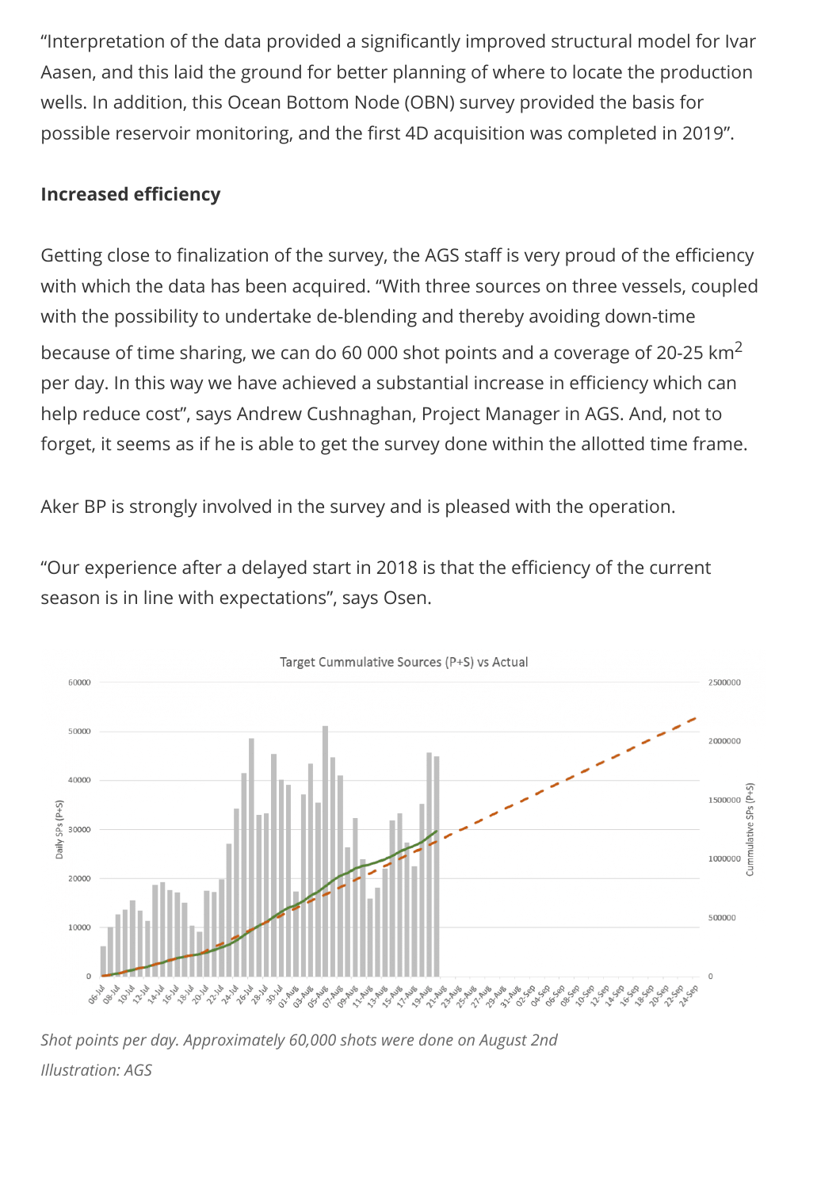"Interpretation of the data provided a significantly improved structural model for Ivar Aasen, and this laid the ground for better planning of where to locate the production wells. In addition, this Ocean Bottom Node (OBN) survey provided the basis for possible reservoir monitoring, and the first 4D acquisition was completed in 2019".

**Increased efficiency**

Getting close to finalization of the survey, the AGS staff is very proud of the efficiency with which the data has been acquired. "With three sources on three vessels, coupled with the possibility to undertake de-blending and thereby avoiding down-time because of time sharing, we can do 60 000 shot points and a coverage of 20-25 km$^2$ per day. In this way we have achieved a substantial increase in efficiency which can help reduce cost", says Andrew Cushnaghan, Project Manager in AGS. And, not to forget, it seems as if he is able to get the survey done within the allotted time frame.

Aker BP is strongly involved in the survey and is pleased with the operation.

"Our experience after a delayed start in 2018 is that the efficiency of the current season is in line with expectations", says Osen.

*Shot points per day. Approximately 60,000 shots were done on August 2nd*

*Illustration: AGS*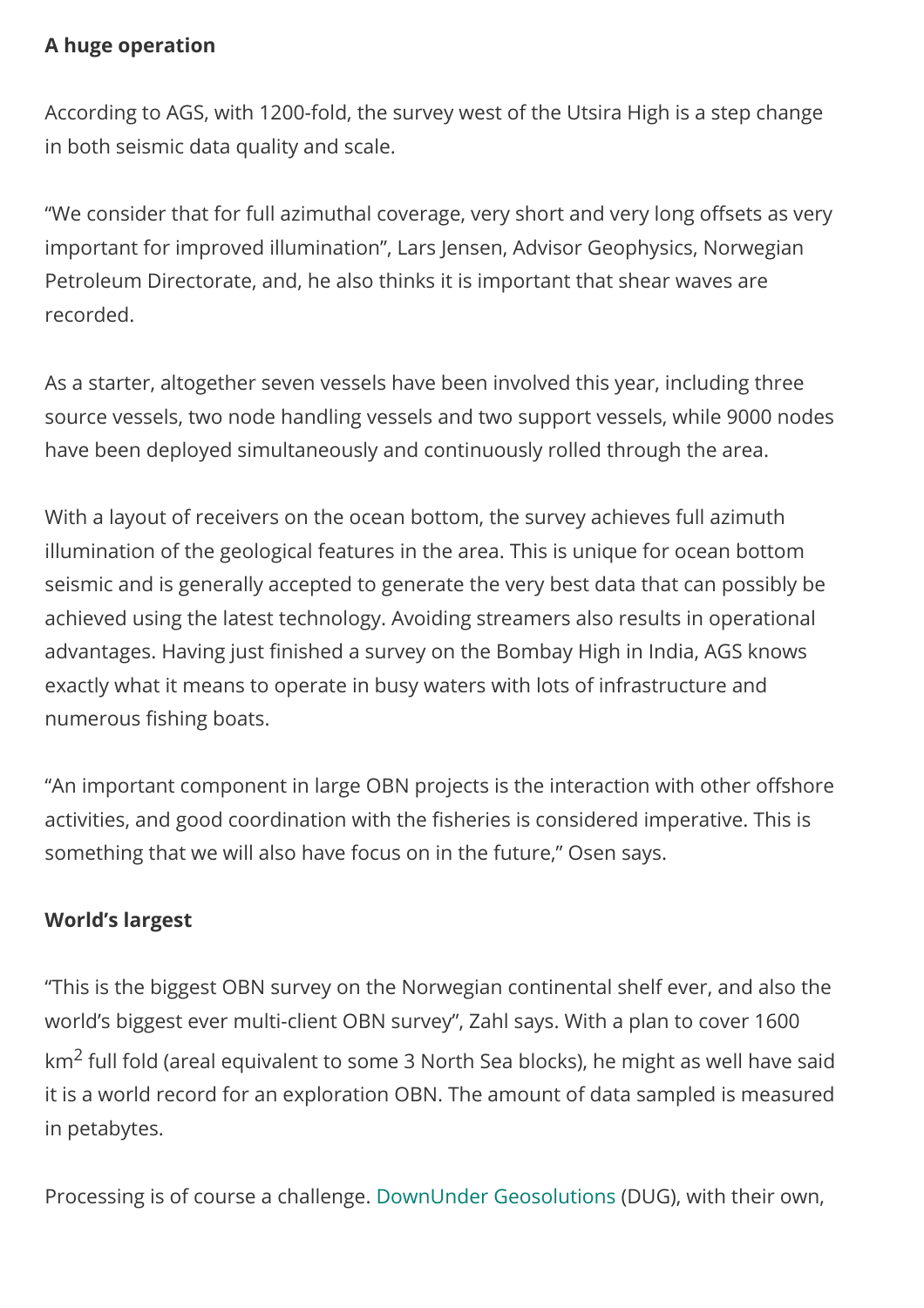**A huge operation**

According to AGS, with 1200-fold, the survey west of the Utsira High is a step change in both seismic data quality and scale.

"We consider that for full azimuthal coverage, very short and very long offsets as very important for improved illumination", Lars Jensen, Advisor Geophysics, Norwegian Petroleum Directorate, and, he also thinks it is important that shear waves are recorded.

As a starter, altogether seven vessels have been involved this year, including three source vessels, two node handling vessels and two support vessels, while 9000 nodes have been deployed simultaneously and continuously rolled through the area.

With a layout of receivers on the ocean bottom, the survey achieves full azimuth illumination of the geological features in the area. This is unique for ocean bottom seismic and is generally accepted to generate the very best data that can possibly be achieved using the latest technology. Avoiding streamers also results in operational advantages. Having just finished a survey on the Bombay High in India, AGS knows exactly what it means to operate in busy waters with lots of infrastructure and numerous fishing boats.

"An important component in large OBN projects is the interaction with other offshore activities, and good coordination with the fisheries is considered imperative. This is something that we will also have focus on in the future," Osen says.

**World's largest**

"This is the biggest OBN survey on the Norwegian continental shelf ever, and also the world's biggest ever multi-client OBN survey", Zahl says. With a plan to cover 1600 $km^2$ full fold (areal equivalent to some 3 North Sea blocks), he might as well have said it is a world record for an exploration OBN. The amount of data sampled is measured in petabytes.

Processing is of course a challenge. DownUnder Geosolutions (DUG), with their own,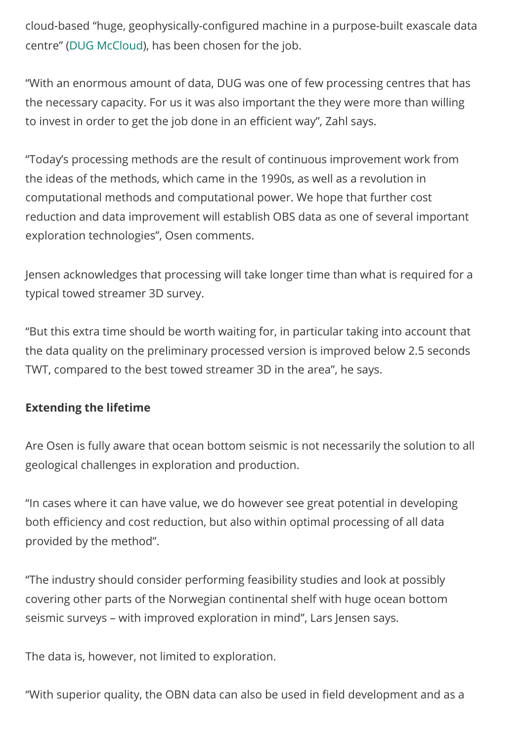cloud-based “huge, geophysically-configured machine in a purpose-built exascale data centre” (DUG McCloud), has been chosen for the job.

“With an enormous amount of data, DUG was one of few processing centres that has the necessary capacity. For us it was also important the they were more than willing to invest in order to get the job done in an efficient way”, Zahl says.

“Today’s processing methods are the result of continuous improvement work from the ideas of the methods, which came in the 1990s, as well as a revolution in computational methods and computational power. We hope that further cost reduction and data improvement will establish OBS data as one of several important exploration technologies”, Osen comments.

Jensen acknowledges that processing will take longer time than what is required for a typical towed streamer 3D survey.

“But this extra time should be worth waiting for, in particular taking into account that the data quality on the preliminary processed version is improved below 2.5 seconds TWT, compared to the best towed streamer 3D in the area”, he says.

**Extending the lifetime**

Are Osen is fully aware that ocean bottom seismic is not necessarily the solution to all geological challenges in exploration and production.

“In cases where it can have value, we do however see great potential in developing both efficiency and cost reduction, but also within optimal processing of all data provided by the method”.

“The industry should consider performing feasibility studies and look at possibly covering other parts of the Norwegian continental shelf with huge ocean bottom seismic surveys – with improved exploration in mind”, Lars Jensen says.

The data is, however, not limited to exploration.

“With superior quality, the OBN data can also be used in field development and as a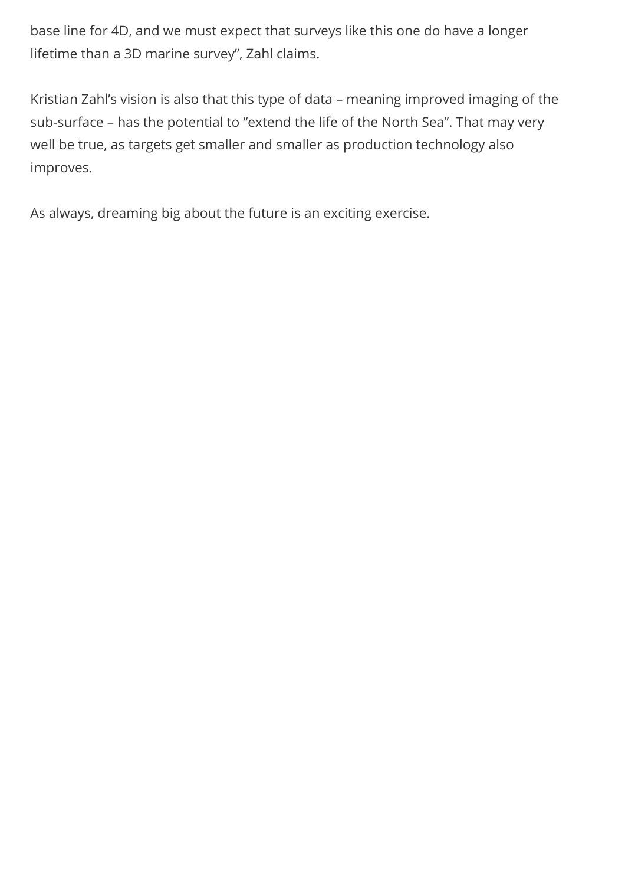base line for 4D, and we must expect that surveys like this one do have a longer lifetime than a 3D marine survey", Zahl claims.

Kristian Zahl's vision is also that this type of data – meaning improved imaging of the sub-surface – has the potential to "extend the life of the North Sea". That may very well be true, as targets get smaller and smaller as production technology also improves.

As always, dreaming big about the future is an exciting exercise.